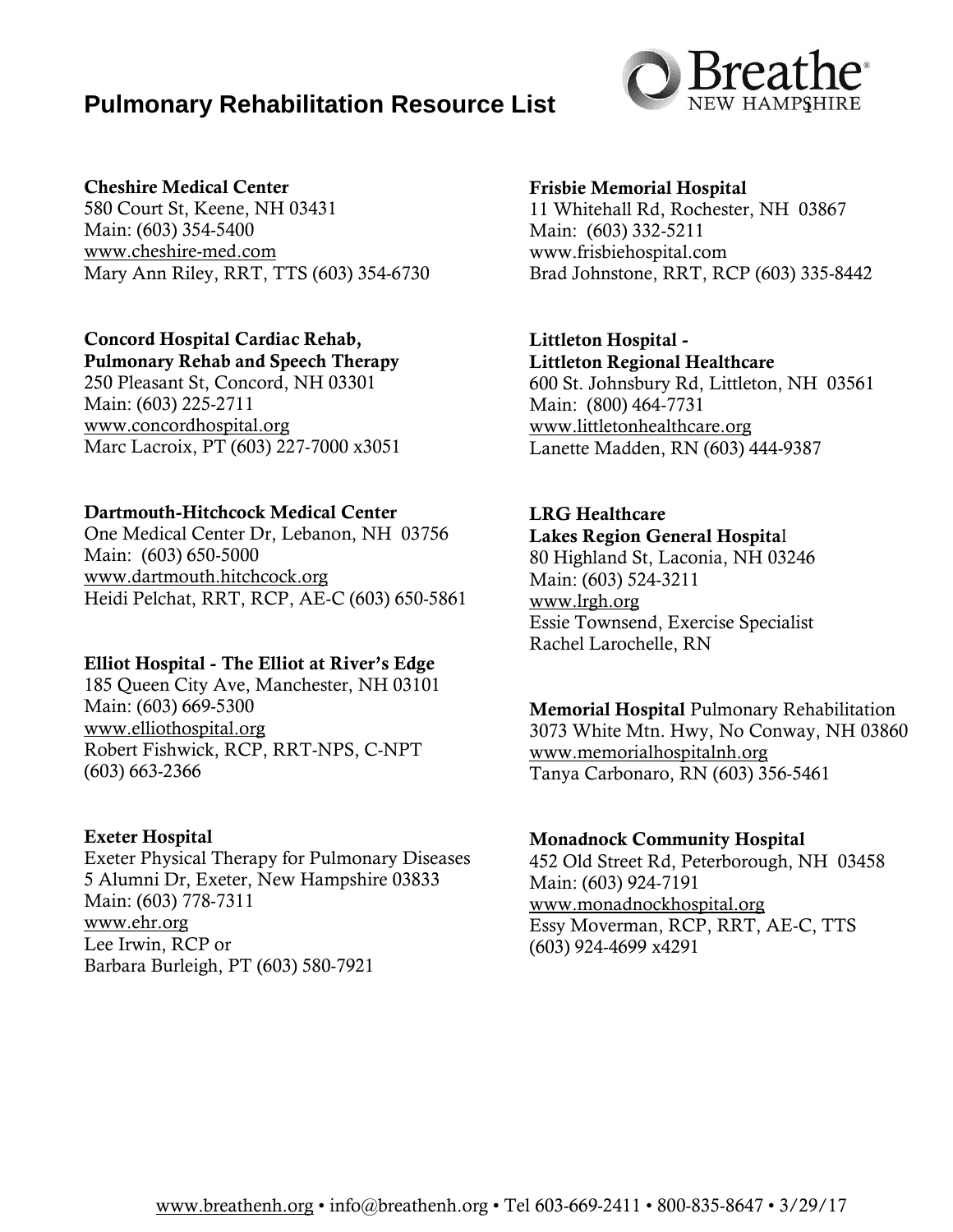# Pulmonary Rehabilitation Resource List

**Cheshire Medical Center**
580 Court St, Keene, NH 03431
Main: (603) 354-5400
www.cheshire-med.com
Mary Ann Riley, RRT, TTS (603) 354-6730

**Concord Hospital Cardiac Rehab, Pulmonary Rehab and Speech Therapy**
250 Pleasant St, Concord, NH 03301
Main: (603) 225-2711
www.concordhospital.org
Marc Lacroix, PT (603) 227-7000 x3051

**Dartmouth-Hitchcock Medical Center**
One Medical Center Dr, Lebanon, NH 03756
Main: (603) 650-5000
www.dartmouth.hitchcock.org
Heidi Pelchat, RRT, RCP, AE-C (603) 650-5861

**Elliot Hospital - The Elliot at River's Edge**
185 Queen City Ave, Manchester, NH 03101
Main: (603) 669-5300
www.elliothospital.org
Robert Fishwick, RCP, RRT-NPS, C-NPT
(603) 663-2366

**Exeter Hospital**
Exeter Physical Therapy for Pulmonary Diseases
5 Alumni Dr, Exeter, New Hampshire 03833
Main: (603) 778-7311
www.ehr.org
Lee Irwin, RCP or
Barbara Burleigh, PT (603) 580-7921

**Frisbie Memorial Hospital**
11 Whitehall Rd, Rochester, NH 03867
Main: (603) 332-5211
www.frisbiehospital.com
Brad Johnstone, RRT, RCP (603) 335-8442

**Littleton Hospital - Littleton Regional Healthcare**
600 St. Johnsbury Rd, Littleton, NH 03561
Main: (800) 464-7731
www.littletonhealthcare.org
Lanette Madden, RN (603) 444-9387

**LRG Healthcare**
**Lakes Region General Hospital**
80 Highland St, Laconia, NH 03246
Main: (603) 524-3211
www.lrgh.org
Essie Townsend, Exercise Specialist
Rachel Larochelle, RN

**Memorial Hospital** Pulmonary Rehabilitation
3073 White Mtn. Hwy, No Conway, NH 03860
www.memorialhospitalnh.org
Tanya Carbonaro, RN (603) 356-5461

**Monadnock Community Hospital**
452 Old Street Rd, Peterborough, NH 03458
Main: (603) 924-7191
www.monadnockhospital.org
Essy Moverman, RCP, RRT, AE-C, TTS
(603) 924-4699 x4291

www.breathenh.org • info@breathenh.org • Tel 603-669-2411 • 800-835-8647 • 3/29/17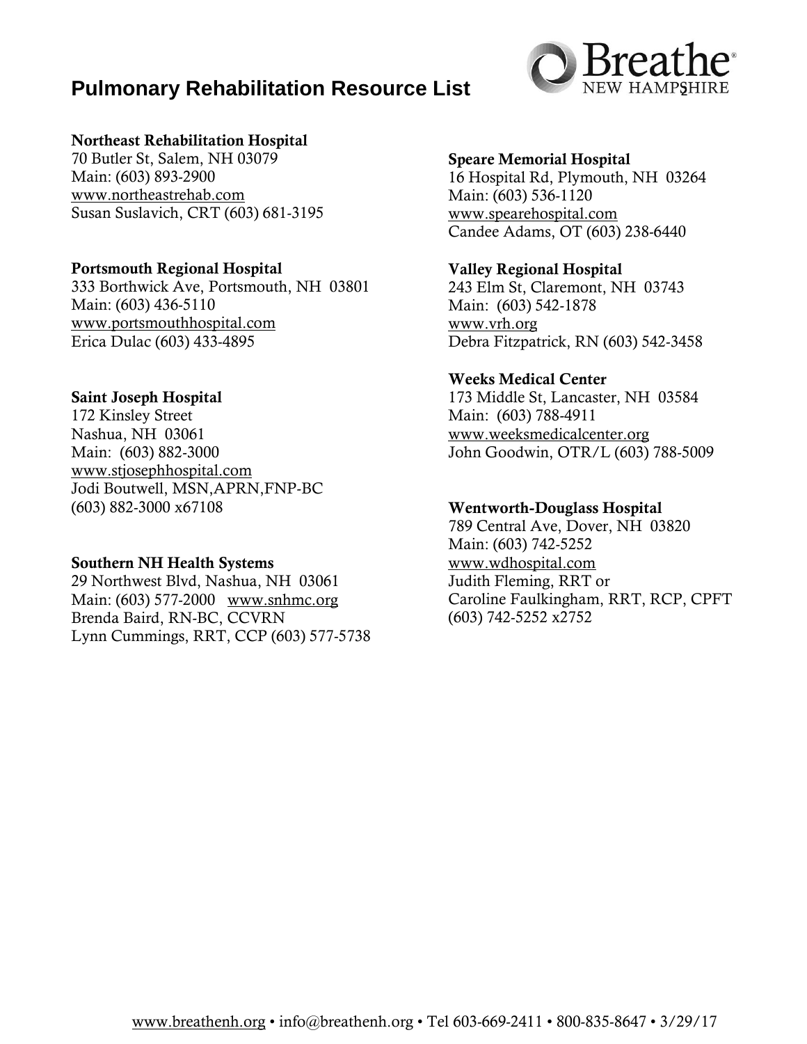# Pulmonary Rehabilitation Resource List

**Northeast Rehabilitation Hospital**
70 Butler St, Salem, NH 03079
Main: (603) 893-2900
www.northeastrehab.com
Susan Suslavich, CRT (603) 681-3195

**Portsmouth Regional Hospital**
333 Borthwick Ave, Portsmouth, NH 03801
Main: (603) 436-5110
www.portsmouthhospital.com
Erica Dulac (603) 433-4895

**Saint Joseph Hospital**
172 Kinsley Street
Nashua, NH 03061
Main: (603) 882-3000
www.stjosephhospital.com
Jodi Boutwell, MSN,APRN,FNP-BC
(603) 882-3000 x67108

**Southern NH Health Systems**
29 Northwest Blvd, Nashua, NH 03061
Main: (603) 577-2000 www.snhmc.org
Brenda Baird, RN-BC, CCVRN
Lynn Cummings, RRT, CCP (603) 577-5738

**Speare Memorial Hospital**
16 Hospital Rd, Plymouth, NH 03264
Main: (603) 536-1120
www.spearehospital.com
Candee Adams, OT (603) 238-6440

**Valley Regional Hospital**
243 Elm St, Claremont, NH 03743
Main: (603) 542-1878
www.vrh.org
Debra Fitzpatrick, RN (603) 542-3458

**Weeks Medical Center**
173 Middle St, Lancaster, NH 03584
Main: (603) 788-4911
www.weeksmedicalcenter.org
John Goodwin, OTR/L (603) 788-5009

**Wentworth-Douglass Hospital**
789 Central Ave, Dover, NH 03820
Main: (603) 742-5252
www.wdhospital.com
Judith Fleming, RRT or
Caroline Faulkingham, RRT, RCP, CPFT
(603) 742-5252 x2752

www.breathenh.org • info@breathenh.org • Tel 603-669-2411 • 800-835-8647 • 3/29/17